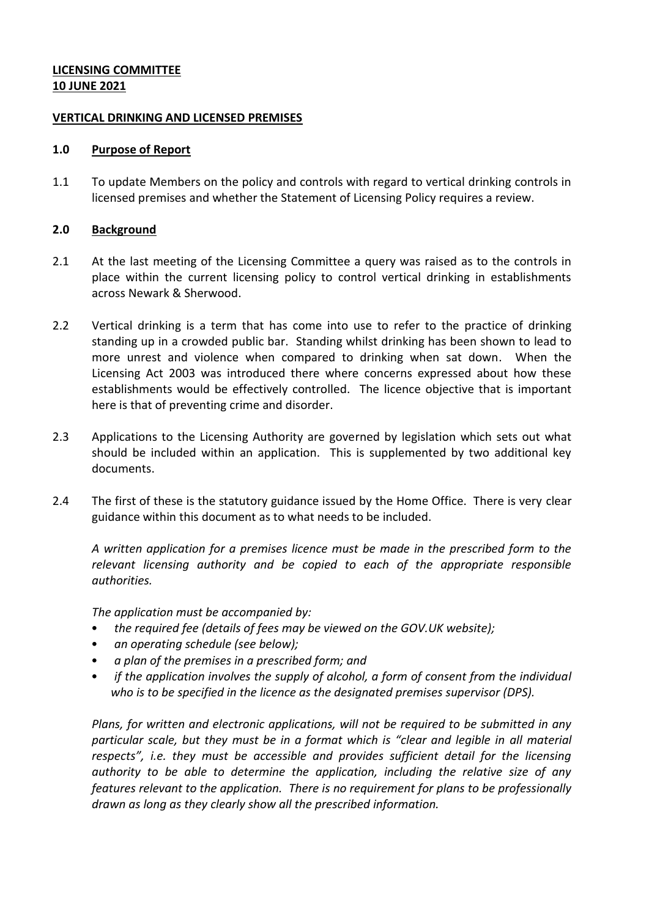**LICENSING COMMITTEE**
**10 JUNE 2021**

**VERTICAL DRINKING AND LICENSED PREMISES**

**1.0 Purpose of Report**

1.1 To update Members on the policy and controls with regard to vertical drinking controls in licensed premises and whether the Statement of Licensing Policy requires a review.

**2.0 Background**

2.1 At the last meeting of the Licensing Committee a query was raised as to the controls in place within the current licensing policy to control vertical drinking in establishments across Newark & Sherwood.

2.2 Vertical drinking is a term that has come into use to refer to the practice of drinking standing up in a crowded public bar. Standing whilst drinking has been shown to lead to more unrest and violence when compared to drinking when sat down. When the Licensing Act 2003 was introduced there where concerns expressed about how these establishments would be effectively controlled. The licence objective that is important here is that of preventing crime and disorder.

2.3 Applications to the Licensing Authority are governed by legislation which sets out what should be included within an application. This is supplemented by two additional key documents.

2.4 The first of these is the statutory guidance issued by the Home Office. There is very clear guidance within this document as to what needs to be included.

*A written application for a premises licence must be made in the prescribed form to the relevant licensing authority and be copied to each of the appropriate responsible authorities.*

*The application must be accompanied by:*

- *the required fee (details of fees may be viewed on the GOV.UK website);*
- *an operating schedule (see below);*
- *a plan of the premises in a prescribed form; and*
- *if the application involves the supply of alcohol, a form of consent from the individual who is to be specified in the licence as the designated premises supervisor (DPS).*

*Plans, for written and electronic applications, will not be required to be submitted in any particular scale, but they must be in a format which is "clear and legible in all material respects", i.e. they must be accessible and provides sufficient detail for the licensing authority to be able to determine the application, including the relative size of any features relevant to the application. There is no requirement for plans to be professionally drawn as long as they clearly show all the prescribed information.*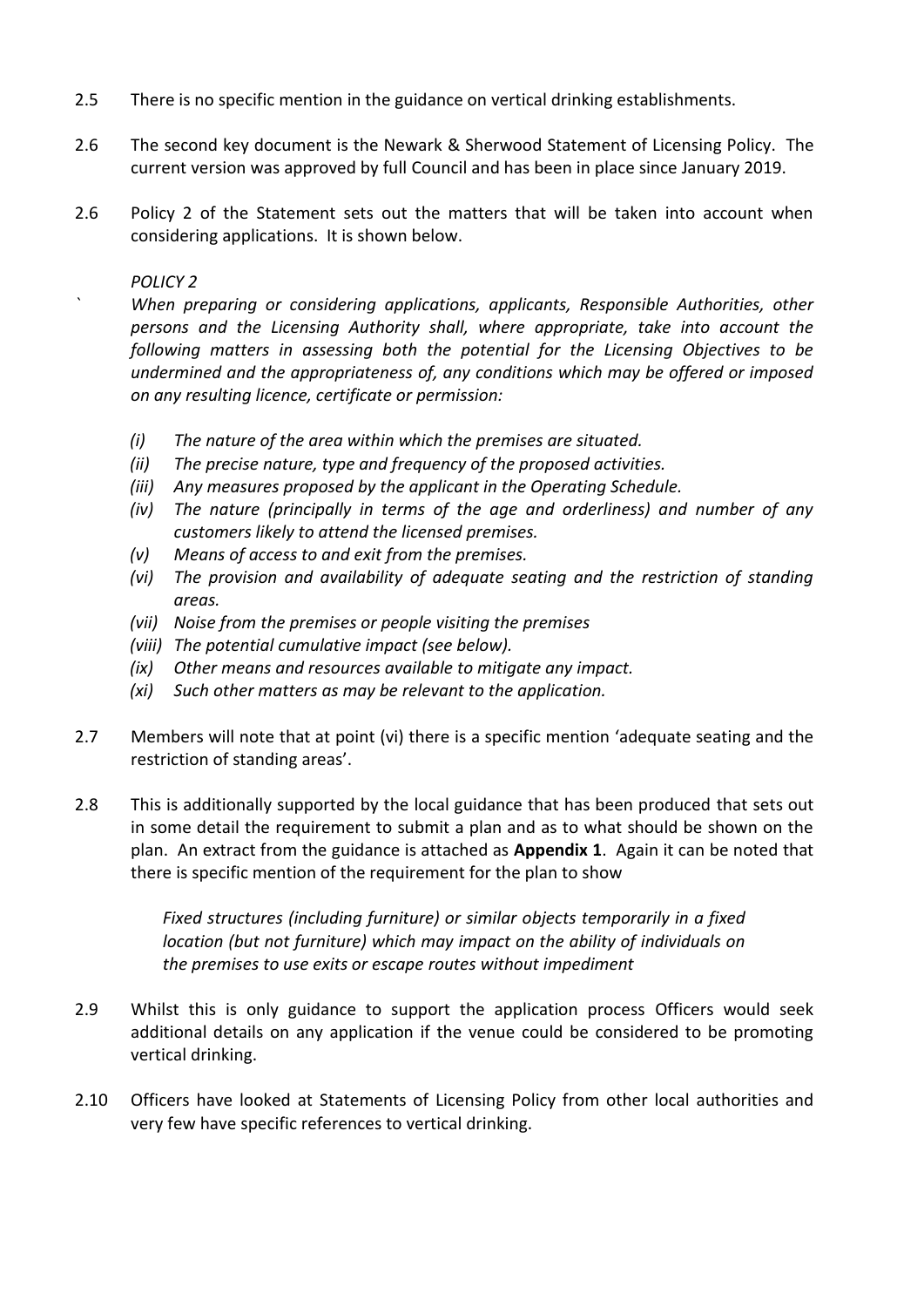2.5 There is no specific mention in the guidance on vertical drinking establishments.

2.6 The second key document is the Newark & Sherwood Statement of Licensing Policy. The current version was approved by full Council and has been in place since January 2019.

2.6 Policy 2 of the Statement sets out the matters that will be taken into account when considering applications. It is shown below.

*POLICY 2*

*When preparing or considering applications, applicants, Responsible Authorities, other persons and the Licensing Authority shall, where appropriate, take into account the following matters in assessing both the potential for the Licensing Objectives to be undermined and the appropriateness of, any conditions which may be offered or imposed on any resulting licence, certificate or permission:*

- *(i) The nature of the area within which the premises are situated.*
- *(ii) The precise nature, type and frequency of the proposed activities.*
- *(iii) Any measures proposed by the applicant in the Operating Schedule.*
- *(iv) The nature (principally in terms of the age and orderliness) and number of any customers likely to attend the licensed premises.*
- *(v) Means of access to and exit from the premises.*
- *(vi) The provision and availability of adequate seating and the restriction of standing areas.*
- *(vii) Noise from the premises or people visiting the premises*
- *(viii) The potential cumulative impact (see below).*
- *(ix) Other means and resources available to mitigate any impact.*
- *(xi) Such other matters as may be relevant to the application.*

2.7 Members will note that at point (vi) there is a specific mention 'adequate seating and the restriction of standing areas'.

2.8 This is additionally supported by the local guidance that has been produced that sets out in some detail the requirement to submit a plan and as to what should be shown on the plan. An extract from the guidance is attached as **Appendix 1**. Again it can be noted that there is specific mention of the requirement for the plan to show

> *Fixed structures (including furniture) or similar objects temporarily in a fixed location (but not furniture) which may impact on the ability of individuals on the premises to use exits or escape routes without impediment*

2.9 Whilst this is only guidance to support the application process Officers would seek additional details on any application if the venue could be considered to be promoting vertical drinking.

2.10 Officers have looked at Statements of Licensing Policy from other local authorities and very few have specific references to vertical drinking.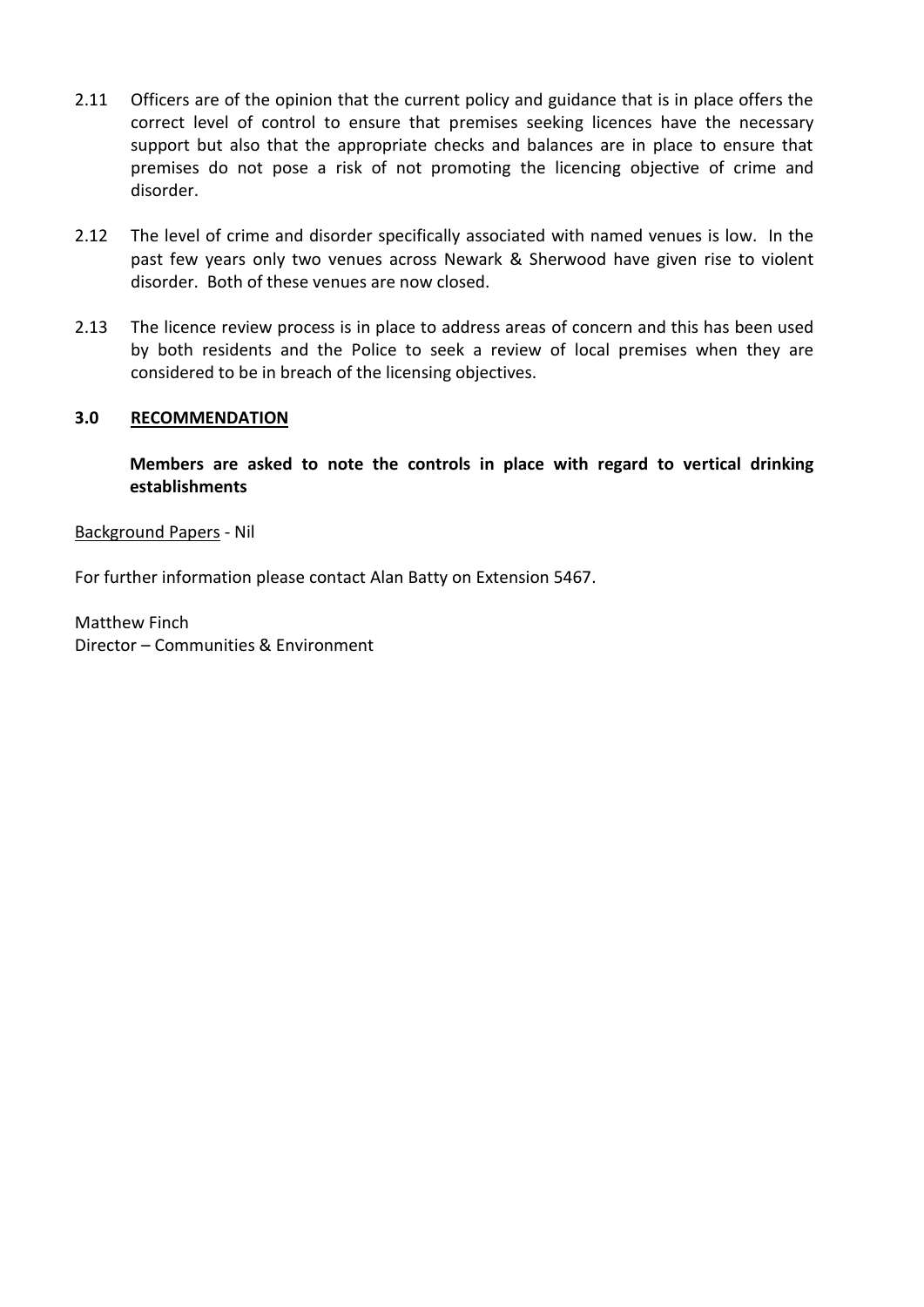2.11 Officers are of the opinion that the current policy and guidance that is in place offers the correct level of control to ensure that premises seeking licences have the necessary support but also that the appropriate checks and balances are in place to ensure that premises do not pose a risk of not promoting the licencing objective of crime and disorder.

2.12 The level of crime and disorder specifically associated with named venues is low. In the past few years only two venues across Newark & Sherwood have given rise to violent disorder. Both of these venues are now closed.

2.13 The licence review process is in place to address areas of concern and this has been used by both residents and the Police to seek a review of local premises when they are considered to be in breach of the licensing objectives.

## 3.0 RECOMMENDATION

**Members are asked to note the controls in place with regard to vertical drinking establishments**

Background Papers - Nil

For further information please contact Alan Batty on Extension 5467.

Matthew Finch
Director – Communities & Environment